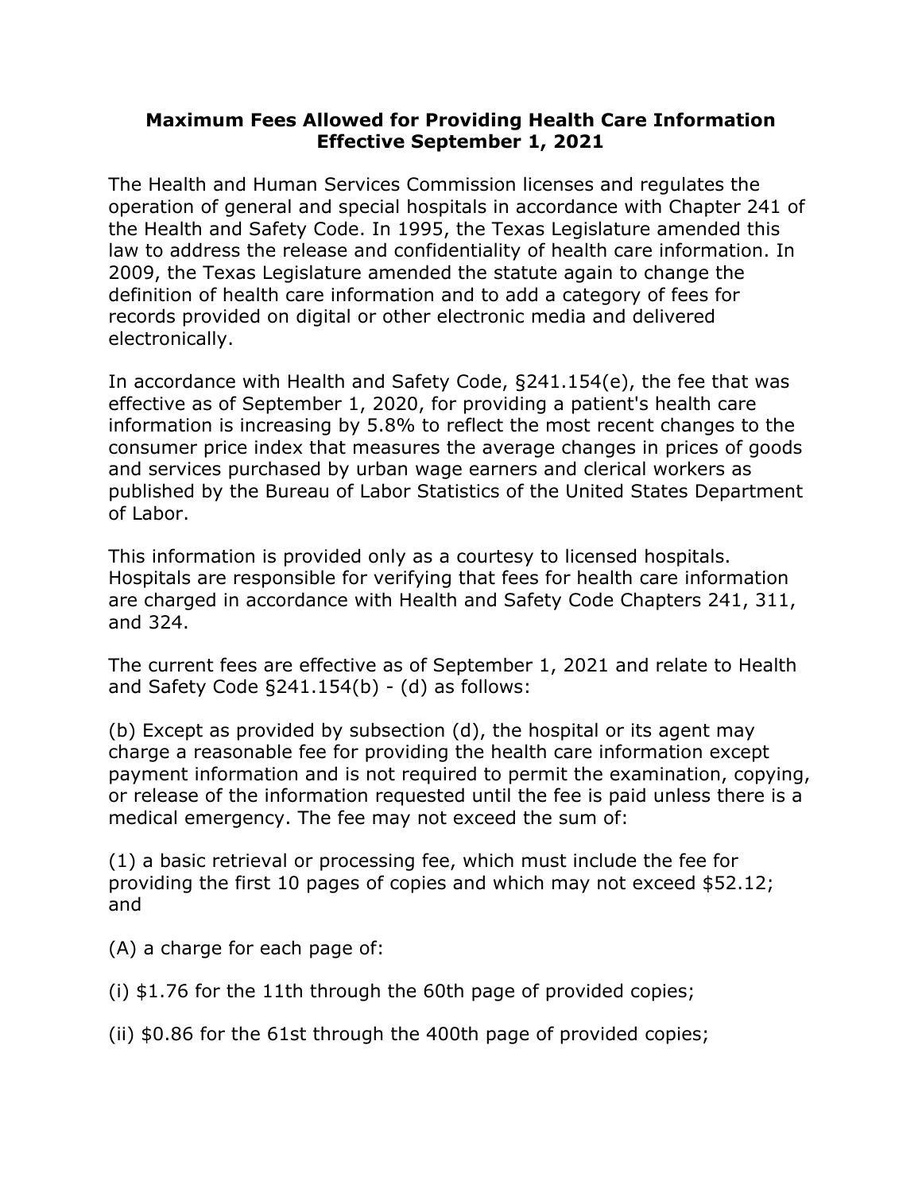# Maximum Fees Allowed for Providing Health Care Information Effective September 1, 2021

The Health and Human Services Commission licenses and regulates the operation of general and special hospitals in accordance with Chapter 241 of the Health and Safety Code. In 1995, the Texas Legislature amended this law to address the release and confidentiality of health care information. In 2009, the Texas Legislature amended the statute again to change the definition of health care information and to add a category of fees for records provided on digital or other electronic media and delivered electronically.

In accordance with Health and Safety Code, §241.154(e), the fee that was effective as of September 1, 2020, for providing a patient's health care information is increasing by 5.8% to reflect the most recent changes to the consumer price index that measures the average changes in prices of goods and services purchased by urban wage earners and clerical workers as published by the Bureau of Labor Statistics of the United States Department of Labor.

This information is provided only as a courtesy to licensed hospitals. Hospitals are responsible for verifying that fees for health care information are charged in accordance with Health and Safety Code Chapters 241, 311, and 324.

The current fees are effective as of September 1, 2021 and relate to Health and Safety Code §241.154(b) - (d) as follows:

(b) Except as provided by subsection (d), the hospital or its agent may charge a reasonable fee for providing the health care information except payment information and is not required to permit the examination, copying, or release of the information requested until the fee is paid unless there is a medical emergency. The fee may not exceed the sum of:

(1) a basic retrieval or processing fee, which must include the fee for providing the first 10 pages of copies and which may not exceed $52.12; and

(A) a charge for each page of:

(i) $1.76 for the 11th through the 60th page of provided copies;

(ii) $0.86 for the 61st through the 400th page of provided copies;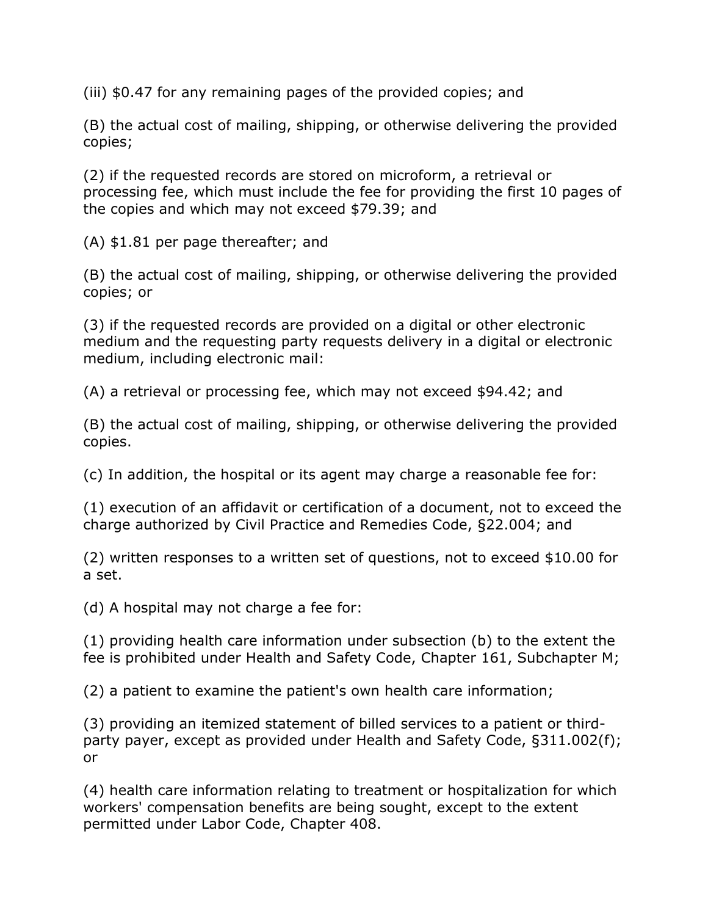(iii) $0.47 for any remaining pages of the provided copies; and

(B) the actual cost of mailing, shipping, or otherwise delivering the provided copies;

(2) if the requested records are stored on microform, a retrieval or processing fee, which must include the fee for providing the first 10 pages of the copies and which may not exceed $79.39; and

(A) $1.81 per page thereafter; and

(B) the actual cost of mailing, shipping, or otherwise delivering the provided copies; or

(3) if the requested records are provided on a digital or other electronic medium and the requesting party requests delivery in a digital or electronic medium, including electronic mail:

(A) a retrieval or processing fee, which may not exceed $94.42; and

(B) the actual cost of mailing, shipping, or otherwise delivering the provided copies.

(c) In addition, the hospital or its agent may charge a reasonable fee for:

(1) execution of an affidavit or certification of a document, not to exceed the charge authorized by Civil Practice and Remedies Code, §22.004; and

(2) written responses to a written set of questions, not to exceed $10.00 for a set.

(d) A hospital may not charge a fee for:

(1) providing health care information under subsection (b) to the extent the fee is prohibited under Health and Safety Code, Chapter 161, Subchapter M;

(2) a patient to examine the patient's own health care information;

(3) providing an itemized statement of billed services to a patient or third-party payer, except as provided under Health and Safety Code, §311.002(f); or

(4) health care information relating to treatment or hospitalization for which workers' compensation benefits are being sought, except to the extent permitted under Labor Code, Chapter 408.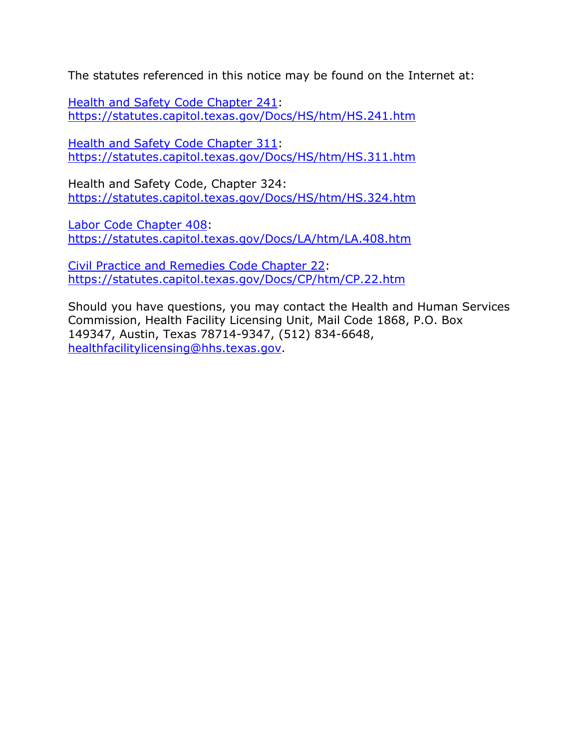The statutes referenced in this notice may be found on the Internet at:

[Health and Safety Code Chapter 241](https://statutes.capitol.texas.gov/Docs/HS/htm/HS.241.htm):
https://statutes.capitol.texas.gov/Docs/HS/htm/HS.241.htm

[Health and Safety Code Chapter 311](https://statutes.capitol.texas.gov/Docs/HS/htm/HS.311.htm):
https://statutes.capitol.texas.gov/Docs/HS/htm/HS.311.htm

Health and Safety Code, Chapter 324:
https://statutes.capitol.texas.gov/Docs/HS/htm/HS.324.htm

[Labor Code Chapter 408](https://statutes.capitol.texas.gov/Docs/LA/htm/LA.408.htm):
https://statutes.capitol.texas.gov/Docs/LA/htm/LA.408.htm

[Civil Practice and Remedies Code Chapter 22](https://statutes.capitol.texas.gov/Docs/CP/htm/CP.22.htm):
https://statutes.capitol.texas.gov/Docs/CP/htm/CP.22.htm

Should you have questions, you may contact the Health and Human Services Commission, Health Facility Licensing Unit, Mail Code 1868, P.O. Box 149347, Austin, Texas 78714-9347, (512) 834-6648, healthfacilitylicensing@hhs.texas.gov.